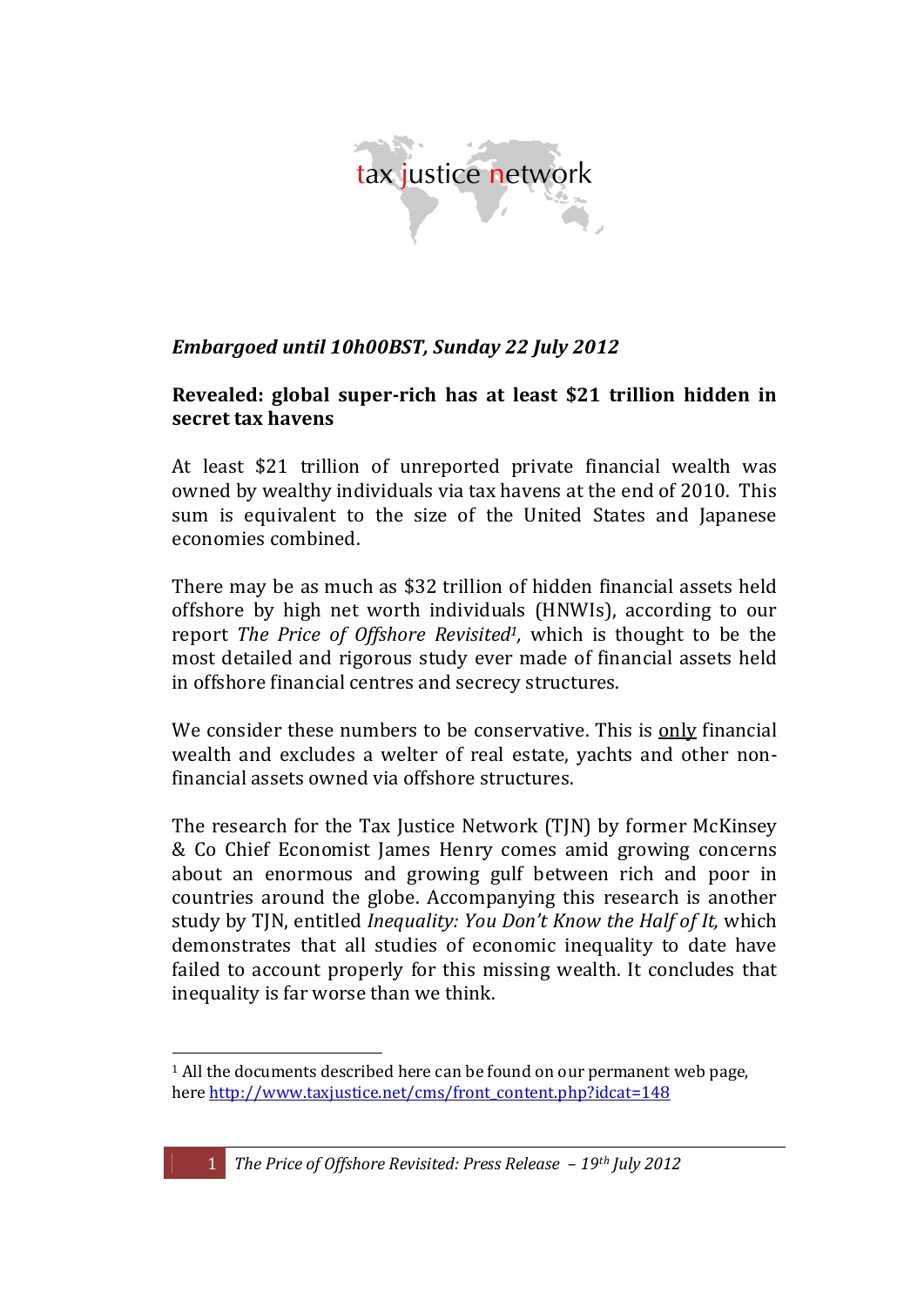tax justice network

*Embargoed until 10h00BST, Sunday 22 July 2012*

**Revealed: global super-rich has at least $21 trillion hidden in secret tax havens**

At least $21 trillion of unreported private financial wealth was owned by wealthy individuals via tax havens at the end of 2010. This sum is equivalent to the size of the United States and Japanese economies combined.

There may be as much as $32 trillion of hidden financial assets held offshore by high net worth individuals (HNWIs), according to our report *The Price of Offshore Revisited*[1], which is thought to be the most detailed and rigorous study ever made of financial assets held in offshore financial centres and secrecy structures.

We consider these numbers to be conservative. This is <u>only</u> financial wealth and excludes a welter of real estate, yachts and other non-financial assets owned via offshore structures.

The research for the Tax Justice Network (TJN) by former McKinsey & Co Chief Economist James Henry comes amid growing concerns about an enormous and growing gulf between rich and poor in countries around the globe. Accompanying this research is another study by TJN, entitled *Inequality: You Don't Know the Half of It,* which demonstrates that all studies of economic inequality to date have failed to account properly for this missing wealth. It concludes that inequality is far worse than we think.

[1] All the documents described here can be found on our permanent web page, here http://www.taxjustice.net/cms/front_content.php?idcat=148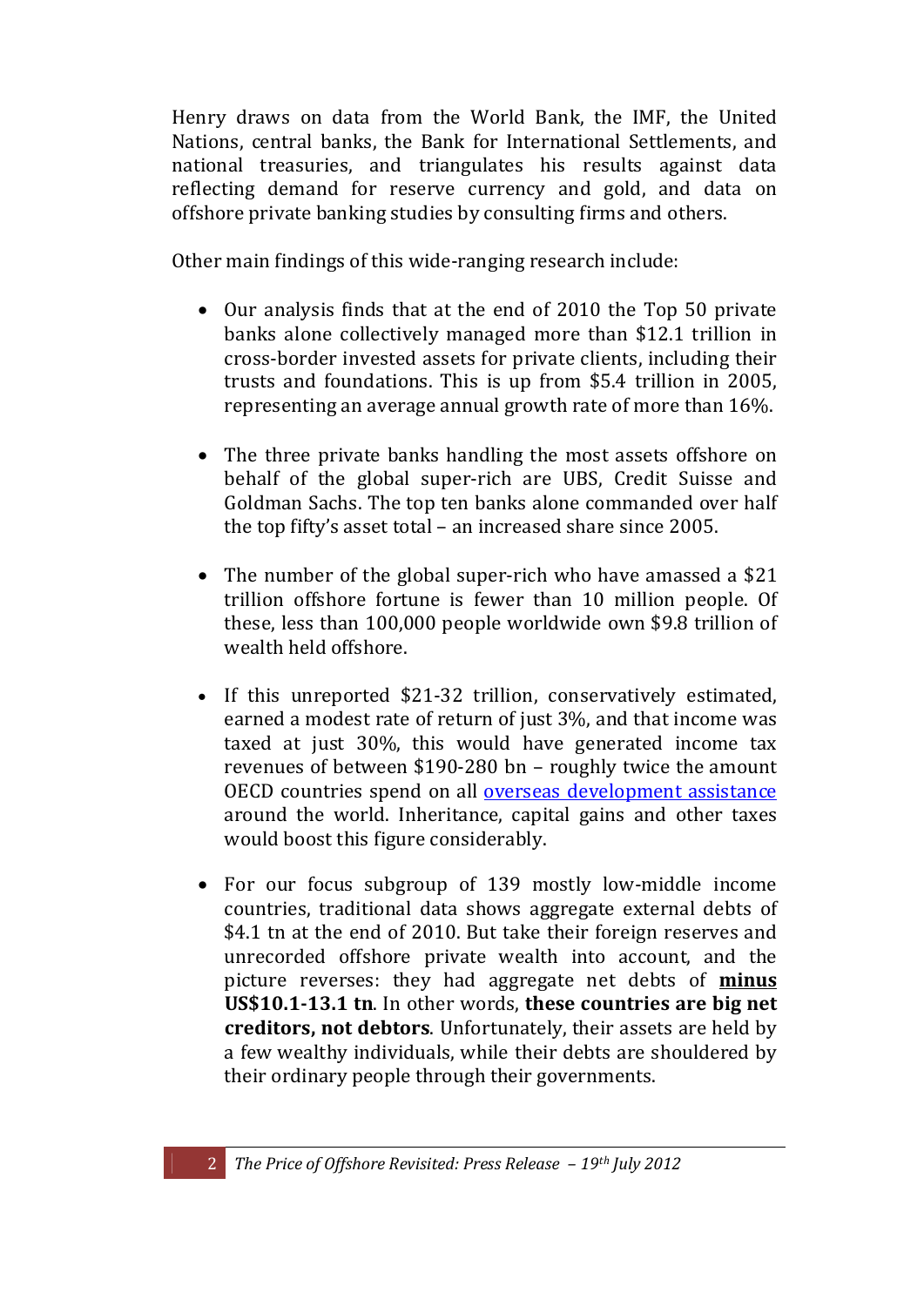Henry draws on data from the World Bank, the IMF, the United Nations, central banks, the Bank for International Settlements, and national treasuries, and triangulates his results against data reflecting demand for reserve currency and gold, and data on offshore private banking studies by consulting firms and others.

Other main findings of this wide-ranging research include:

- Our analysis finds that at the end of 2010 the Top 50 private banks alone collectively managed more than $12.1 trillion in cross-border invested assets for private clients, including their trusts and foundations. This is up from $5.4 trillion in 2005, representing an average annual growth rate of more than 16%.

- The three private banks handling the most assets offshore on behalf of the global super-rich are UBS, Credit Suisse and Goldman Sachs. The top ten banks alone commanded over half the top fifty's asset total – an increased share since 2005.

- The number of the global super-rich who have amassed a $21 trillion offshore fortune is fewer than 10 million people. Of these, less than 100,000 people worldwide own $9.8 trillion of wealth held offshore.

- If this unreported $21-32 trillion, conservatively estimated, earned a modest rate of return of just 3%, and that income was taxed at just 30%, this would have generated income tax revenues of between $190-280 bn – roughly twice the amount OECD countries spend on all overseas development assistance around the world. Inheritance, capital gains and other taxes would boost this figure considerably.

- For our focus subgroup of 139 mostly low-middle income countries, traditional data shows aggregate external debts of $4.1 tn at the end of 2010. But take their foreign reserves and unrecorded offshore private wealth into account, and the picture reverses: they had aggregate net debts of **minus US$10.1-13.1 tn**. In other words, **these countries are big net creditors, not debtors**. Unfortunately, their assets are held by a few wealthy individuals, while their debts are shouldered by their ordinary people through their governments.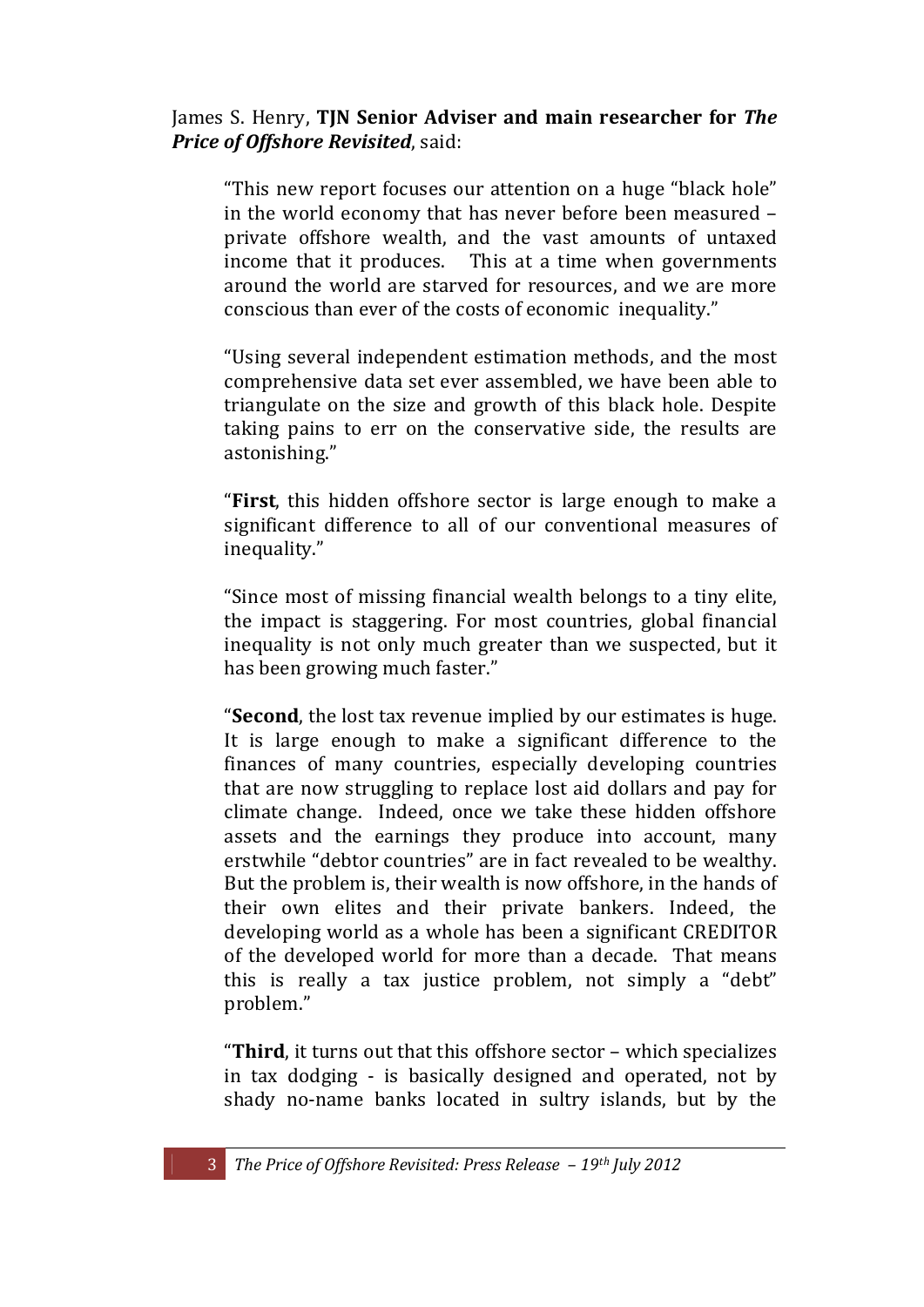James S. Henry, **TJN Senior Adviser and main researcher for *The Price of Offshore Revisited***, said:

> "This new report focuses our attention on a huge "black hole" in the world economy that has never before been measured – private offshore wealth, and the vast amounts of untaxed income that it produces. This at a time when governments around the world are starved for resources, and we are more conscious than ever of the costs of economic inequality."
>
> "Using several independent estimation methods, and the most comprehensive data set ever assembled, we have been able to triangulate on the size and growth of this black hole. Despite taking pains to err on the conservative side, the results are astonishing."
>
> "**First**, this hidden offshore sector is large enough to make a significant difference to all of our conventional measures of inequality."
>
> "Since most of missing financial wealth belongs to a tiny elite, the impact is staggering. For most countries, global financial inequality is not only much greater than we suspected, but it has been growing much faster."
>
> "**Second**, the lost tax revenue implied by our estimates is huge. It is large enough to make a significant difference to the finances of many countries, especially developing countries that are now struggling to replace lost aid dollars and pay for climate change. Indeed, once we take these hidden offshore assets and the earnings they produce into account, many erstwhile "debtor countries" are in fact revealed to be wealthy. But the problem is, their wealth is now offshore, in the hands of their own elites and their private bankers. Indeed, the developing world as a whole has been a significant CREDITOR of the developed world for more than a decade. That means this is really a tax justice problem, not simply a "debt" problem."
>
> "**Third**, it turns out that this offshore sector – which specializes in tax dodging - is basically designed and operated, not by shady no-name banks located in sultry islands, but by the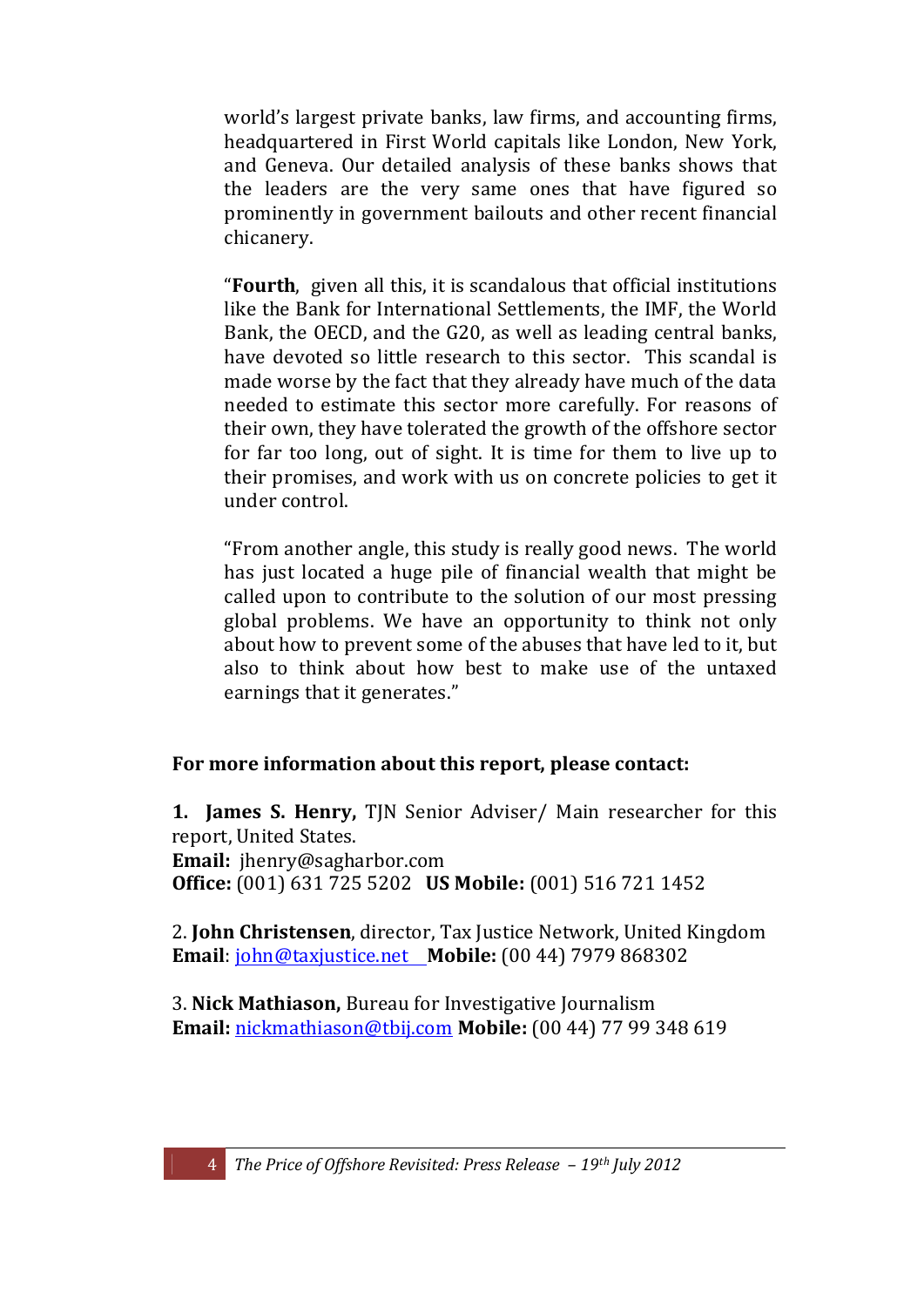world's largest private banks, law firms, and accounting firms, headquartered in First World capitals like London, New York, and Geneva. Our detailed analysis of these banks shows that the leaders are the very same ones that have figured so prominently in government bailouts and other recent financial chicanery.

"**Fourth**, given all this, it is scandalous that official institutions like the Bank for International Settlements, the IMF, the World Bank, the OECD, and the G20, as well as leading central banks, have devoted so little research to this sector. This scandal is made worse by the fact that they already have much of the data needed to estimate this sector more carefully. For reasons of their own, they have tolerated the growth of the offshore sector for far too long, out of sight. It is time for them to live up to their promises, and work with us on concrete policies to get it under control.

"From another angle, this study is really good news. The world has just located a huge pile of financial wealth that might be called upon to contribute to the solution of our most pressing global problems. We have an opportunity to think not only about how to prevent some of the abuses that have led to it, but also to think about how best to make use of the untaxed earnings that it generates."

**For more information about this report, please contact:**

1. **James S. Henry,** TJN Senior Adviser/ Main researcher for this report, United States.
**Email:** jhenry@sagharbor.com
**Office:** (001) 631 725 5202 **US Mobile:** (001) 516 721 1452

2. **John Christensen**, director, Tax Justice Network, United Kingdom
**Email**: john@taxjustice.net **Mobile:** (00 44) 7979 868302

3. **Nick Mathiason,** Bureau for Investigative Journalism
**Email:** nickmathiason@tbij.com **Mobile:** (00 44) 77 99 348 619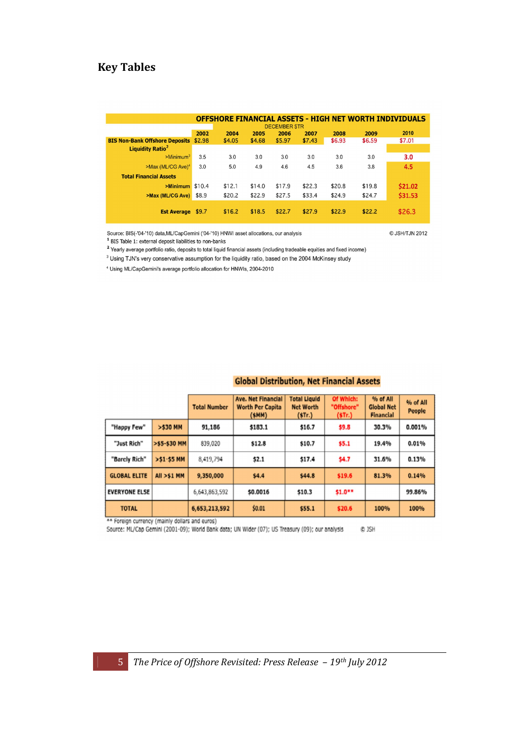## Key Tables

| OFFSHORE FINANCIAL ASSETS - HIGH NET WORTH INDIVIDUALS | | | | | | | | |
|---|---|---|---|---|---|---|---|---|
| DECEMBER $TR | 2002 | 2004 | 2005 | 2006 | 2007 | 2008 | 2009 | 2010 |
| **BIS Non-Bank Offshore Deposits** | $2.98 | $4.05 | $4.68 | $5.97 | $7.43 | $6.93 | $6.59 | $7.01 |
| **Liquidity Ratio**[2] | | | | | | | | |
| >Minimum[3] | 3.5 | 3.0 | 3.0 | 3.0 | 3.0 | 3.0 | 3.0 | 3.0 |
| >Max (ML/CG Ave)[4] | 3.0 | 5.0 | 4.9 | 4.6 | 4.5 | 3.6 | 3.8 | 4.5 |
| **Total Financial Assets** | | | | | | | | |
| **>Minimum** | $10.4 | $12.1 | $14.0 | $17.9 | $22.3 | $20.8 | $19.8 | $21.02 |
| **>Max (ML/CG Ave)** | $8.9 | $20.2 | $22.9 | $27.5 | $33.4 | $24.9 | $24.7 | $31.53 |
| **Est Average** | $9.7 | $16.2 | $18.5 | $22.7 | $27.9 | $22.9 | $22.2 | $26.3 |

Source: BIS(-'04-'10) data,ML/CapGemini ('04-'10) HNWI asset allocations, our analysis © JSH/TJN 2012

[1] BIS Table 1: external deposit liabilities to non-banks

[2] Yearly average portfolio ratio, deposits to total liquid financial assets (including tradeable equities and fixed income)

[3] Using TJN's very conservative assumption for the liquidity ratio, based on the 2004 McKinsey study

[4] Using ML/CapGemini's average portfolio allocation for HNWIs, 2004-2010

**Global Distribution, Net Financial Assets**

| | | Total Number | Ave. Net Financial Worth Per Capita ($MM) | Total Liquid Net Worth ($Tr.) | Of Which: "Offshore" ($Tr.) | % of All Global Net Financial | % of All People |
|---|---|---|---|---|---|---|---|
| "Happy Few" | >$30 MM | 91,186 | $183.1 | $16.7 | $9.8 | 30.3% | 0.001% |
| "Just Rich" | >$5-$30 MM | 839,020 | $12.8 | $10.7 | $5.1 | 19.4% | 0.01% |
| "Barely Rich" | >$1-$5 MM | 8,419,794 | $2.1 | $17.4 | $4.7 | 31.6% | 0.13% |
| GLOBAL ELITE | All >$1 MM | 9,350,000 | $4.4 | $44.8 | $19.6 | 81.3% | 0.14% |
| EVERYONE ELSE | | 6,643,863,592 | $0.0016 | $10.3 | $1.0** | | 99.86% |
| TOTAL | | 6,653,213,592 | $0.01 | $55.1 | $20.6 | 100% | 100% |

** Foreign currency (mainly dollars and euros)

Source: ML/Cap Gemini (2001-09); World Bank data; UN Wider (07); US Treasury (09); our analysis © JSH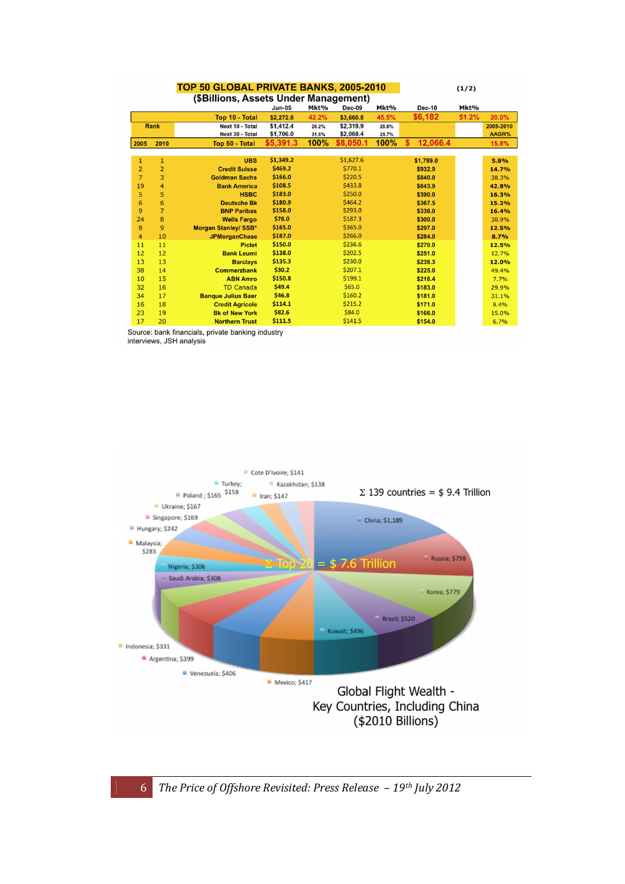**TOP 50 GLOBAL PRIVATE BANKS, 2005-2010** (1/2)

**($Billions, Assets Under Management)**

| Rank 2005 | Rank 2010 | | Jun-05 | Mkt% | Dec-09 | Mkt% | Dec-10 | Mkt% | 2005-2010 AAGR% |
|---|---|---|---|---|---|---|---|---|---|
| | | Top 10 - Total | $2,272.8 | 42.2% | $3,660.8 | 45.5% | $6,182 | 51.2% | 20.0% |
| | | Next 10 - Total | $1,412.4 | 26.2% | $2,319.9 | 28.8% | | | |
| | | Next 30 - Total | $1,706.0 | 31.6% | $2,069.4 | 25.7% | | | |
| | | Top 50 - Total | $5,391.3 | 100% | $8,050.1 | 100% | $ 12,066.4 | | 15.8% |
| 1 | 1 | UBS | $1,349.2 | | $1,627.6 | | $1,789.0 | | 5.8% |
| 2 | 2 | Credit Suisse | $469.2 | | $770.1 | | $932.9 | | 14.7% |
| 7 | 3 | Goldman Sachs | $166.0 | | $220.5 | | $840.0 | | 38.3% |
| 19 | 4 | Bank America | $108.5 | | $433.8 | | $643.9 | | 42.8% |
| 5 | 5 | HSBC | $183.0 | | $250.0 | | $390.0 | | 16.3% |
| 6 | 6 | Deutsche Bk | $180.9 | | $464.2 | | $367.5 | | 15.2% |
| 9 | 7 | BNP Paribas | $158.0 | | $293.0 | | $338.0 | | 16.4% |
| 24 | 8 | Wells Fargo | $78.0 | | $187.3 | | $300.0 | | 30.9% |
| 8 | 9 | Morgan Stanley/ SSB* | $165.0 | | $365.0 | | $297.0 | | 12.5% |
| 4 | 10 | JPMorganChase | $187.0 | | $266.0 | | $284.0 | | 8.7% |
| 11 | 11 | Pictet | $150.0 | | $236.6 | | $270.0 | | 12.5% |
| 12 | 12 | Bank Leumi | $138.0 | | $202.5 | | $251.0 | | 12.7% |
| 13 | 13 | Barclays | $135.3 | | $230.0 | | $238.3 | | 12.0% |
| 38 | 14 | Commerzbank | $30.2 | | $207.1 | | $225.0 | | 49.4% |
| 10 | 15 | ABN Amro | $150.8 | | $199.1 | | $218.4 | | 7.7% |
| 32 | 16 | TD Canada | $49.4 | | $65.0 | | $183.0 | | 29.9% |
| 34 | 17 | Banque Julius Baer | $46.8 | | $160.2 | | $181.0 | | 31.1% |
| 16 | 18 | Credit Agricole | $114.1 | | $215.2 | | $171.0 | | 8.4% |
| 23 | 19 | Bk of New York | $82.6 | | $84.0 | | $166.0 | | 15.0% |
| 17 | 20 | Northern Trust | $111.5 | | $141.5 | | $154.0 | | 6.7% |

Source: bank financials, private banking industry interviews, JSH analysis

Cote D'Ivoire; $141
Turkey; $158
Kazakhstan; $138
Poland ; $165
Iran; $147
Ukraine; $167
Singapore; $169
Hungary; $242
Malaysia; $283
Nigeria; $306
Saudi Arabia; $308
China; $1,189
Russia; $798
Korea; $779
Brazil; $520
Kuwait; $496
Mexico; $417
Venezuela; $406
Argentina; $399
Indonesia; $331

Σ 139 countries = $ 9.4 Trillion

Σ Top 20 = $ 7.6 Trillion

Global Flight Wealth - Key Countries, Including China ($2010 Billions)